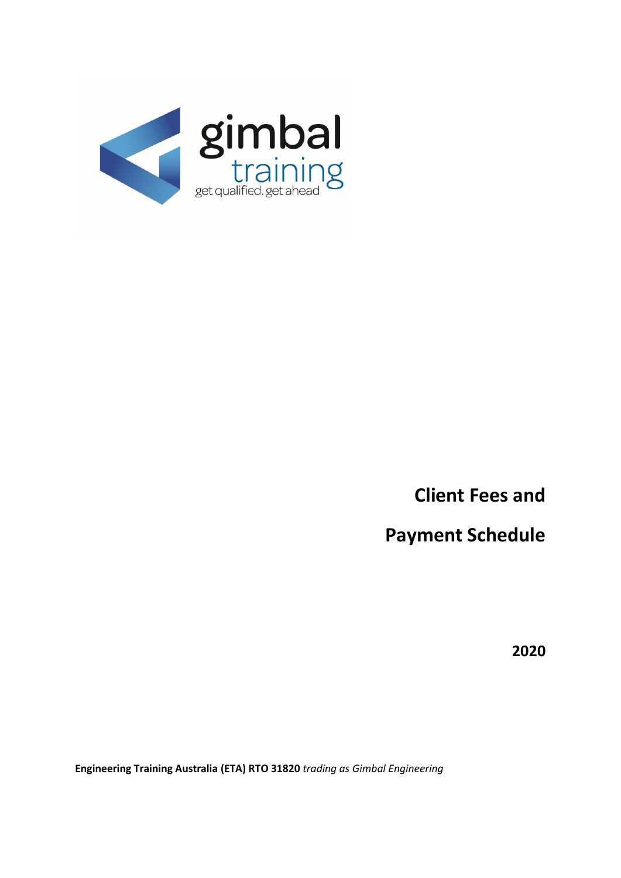gimbal training

get qualified. get ahead

# Client Fees and Payment Schedule

**2020**

**Engineering Training Australia (ETA) RTO 31820** *trading as Gimbal Engineering*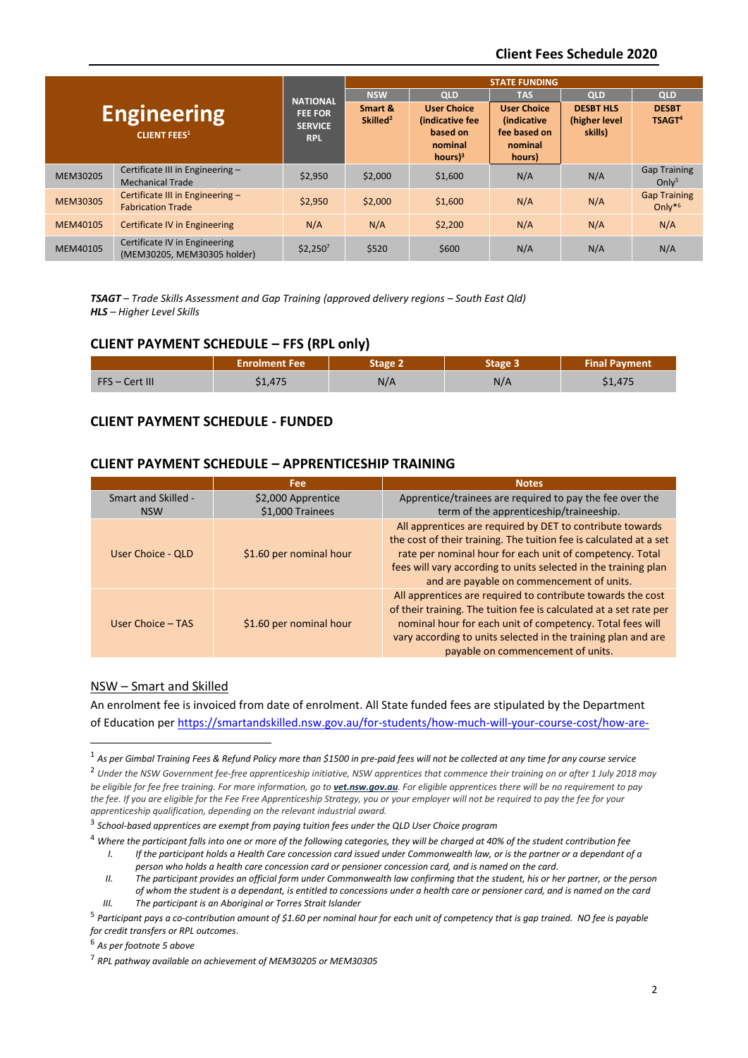## Client Fees Schedule 2020

| Engineering CLIENT FEES[1] | | NATIONAL FEE FOR SERVICE RPL | STATE FUNDING | | | | |
|---|---|---|---|---|---|---|---|
| | | | NSW | QLD | TAS | QLD | QLD |
| | | | Smart & Skilled[2] | User Choice (indicative fee based on nominal hours)[3] | User Choice (indicative fee based on nominal hours) | DESBT HLS (higher level skills) | DESBT TSAGT[4] |
| MEM30205 | Certificate III in Engineering – Mechanical Trade | $2,950 | $2,000 | $1,600 | N/A | N/A | Gap Training Only[5] |
| MEM30305 | Certificate III in Engineering – Fabrication Trade | $2,950 | $2,000 | $1,600 | N/A | N/A | Gap Training Only*[6] |
| MEM40105 | Certificate IV in Engineering | N/A | N/A | $2,200 | N/A | N/A | N/A |
| MEM40105 | Certificate IV in Engineering (MEM30205, MEM30305 holder) | $2,250[7] | $520 | $600 | N/A | N/A | N/A |

***TSAGT** – Trade Skills Assessment and Gap Training (approved delivery regions – South East Qld)*
***HLS** – Higher Level Skills*

### CLIENT PAYMENT SCHEDULE – FFS (RPL only)

| | Enrolment Fee | Stage 2 | Stage 3 | Final Payment |
|---|---|---|---|---|
| FFS – Cert III | $1,475 | N/A | N/A | $1,475 |

### CLIENT PAYMENT SCHEDULE - FUNDED

### CLIENT PAYMENT SCHEDULE – APPRENTICESHIP TRAINING

| | Fee | Notes |
|---|---|---|
| Smart and Skilled - NSW | $2,000 Apprentice<br>$1,000 Trainees | Apprentice/trainees are required to pay the fee over the term of the apprenticeship/traineeship. |
| User Choice - QLD | $1.60 per nominal hour | All apprentices are required by DET to contribute towards the cost of their training. The tuition fee is calculated at a set rate per nominal hour for each unit of competency. Total fees will vary according to units selected in the training plan and are payable on commencement of units. |
| User Choice – TAS | $1.60 per nominal hour | All apprentices are required to contribute towards the cost of their training. The tuition fee is calculated at a set rate per nominal hour for each unit of competency. Total fees will vary according to units selected in the training plan and are payable on commencement of units. |

<u>NSW – Smart and Skilled</u>

An enrolment fee is invoiced from date of enrolment. All State funded fees are stipulated by the Department of Education per https://smartandskilled.nsw.gov.au/for-students/how-much-will-your-course-cost/how-are-

---

[1] *As per Gimbal Training Fees & Refund Policy more than $1500 in pre-paid fees will not be collected at any time for any course service*

[2] *Under the NSW Government fee-free apprenticeship initiative, NSW apprentices that commence their training on or after 1 July 2018 may be eligible for fee free training. For more information, go to **vet.nsw.gov.au**. For eligible apprentices there will be no requirement to pay the fee. If you are eligible for the Fee Free Apprenticeship Strategy, you or your employer will not be required to pay the fee for your apprenticeship qualification, depending on the relevant industrial award.*

[3] *School-based apprentices are exempt from paying tuition fees under the QLD User Choice program*

[4] *Where the participant falls into one or more of the following categories, they will be charged at 40% of the student contribution fee*

*I. If the participant holds a Health Care concession card issued under Commonwealth law, or is the partner or a dependant of a person who holds a health care concession card or pensioner concession card, and is named on the card.*

*II. The participant provides an official form under Commonwealth law confirming that the student, his or her partner, or the person of whom the student is a dependant, is entitled to concessions under a health care or pensioner card, and is named on the card*

*III. The participant is an Aboriginal or Torres Strait Islander*

[5] *Participant pays a co-contribution amount of $1.60 per nominal hour for each unit of competency that is gap trained. NO fee is payable for credit transfers or RPL outcomes.*

[6] *As per footnote 5 above*

[7] *RPL pathway available on achievement of MEM30205 or MEM30305*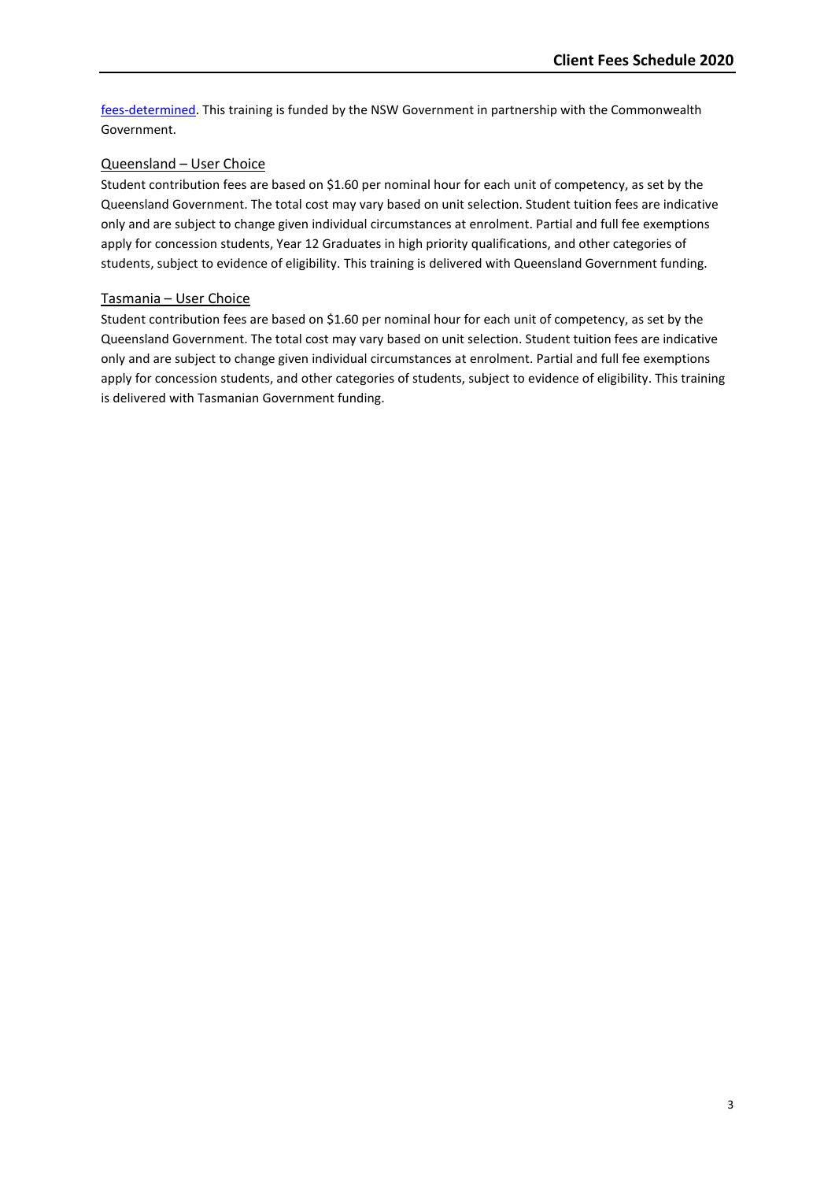[fees-determined](fees-determined). This training is funded by the NSW Government in partnership with the Commonwealth Government.

### Queensland – User Choice

Student contribution fees are based on $1.60 per nominal hour for each unit of competency, as set by the Queensland Government. The total cost may vary based on unit selection. Student tuition fees are indicative only and are subject to change given individual circumstances at enrolment. Partial and full fee exemptions apply for concession students, Year 12 Graduates in high priority qualifications, and other categories of students, subject to evidence of eligibility. This training is delivered with Queensland Government funding.

### Tasmania – User Choice

Student contribution fees are based on $1.60 per nominal hour for each unit of competency, as set by the Queensland Government. The total cost may vary based on unit selection. Student tuition fees are indicative only and are subject to change given individual circumstances at enrolment. Partial and full fee exemptions apply for concession students, and other categories of students, subject to evidence of eligibility. This training is delivered with Tasmanian Government funding.